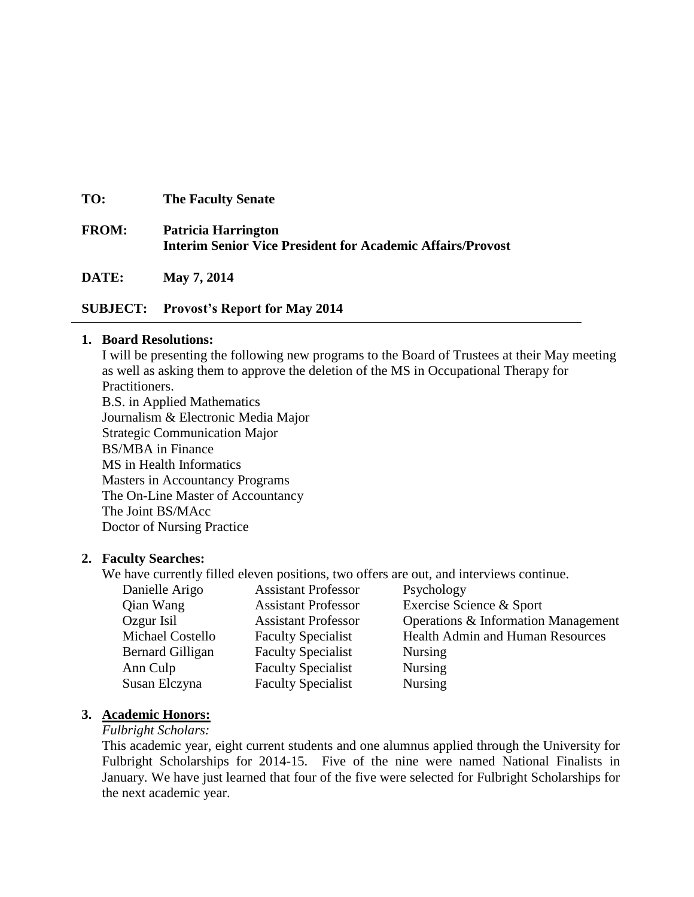**TO:** **The Faculty Senate**

**FROM:** **Patricia Harrington**
**Interim Senior Vice President for Academic Affairs/Provost**

**DATE:** **May 7, 2014**

**SUBJECT:** **Provost's Report for May 2014**

---

1. **Board Resolutions:**

   I will be presenting the following new programs to the Board of Trustees at their May meeting as well as asking them to approve the deletion of the MS in Occupational Therapy for Practitioners.

   B.S. in Applied Mathematics
   Journalism & Electronic Media Major
   Strategic Communication Major
   BS/MBA in Finance
   MS in Health Informatics
   Masters in Accountancy Programs
   The On-Line Master of Accountancy
   The Joint BS/MAcc
   Doctor of Nursing Practice

2. **Faculty Searches:**

   We have currently filled eleven positions, two offers are out, and interviews continue.

| | | |
|---|---|---|
| Danielle Arigo | Assistant Professor | Psychology |
| Qian Wang | Assistant Professor | Exercise Science & Sport |
| Ozgur Isil | Assistant Professor | Operations & Information Management |
| Michael Costello | Faculty Specialist | Health Admin and Human Resources |
| Bernard Gilligan | Faculty Specialist | Nursing |
| Ann Culp | Faculty Specialist | Nursing |
| Susan Elczyna | Faculty Specialist | Nursing |

3. **Academic Honors:**

   *Fulbright Scholars:*

   This academic year, eight current students and one alumnus applied through the University for Fulbright Scholarships for 2014-15. Five of the nine were named National Finalists in January. We have just learned that four of the five were selected for Fulbright Scholarships for the next academic year.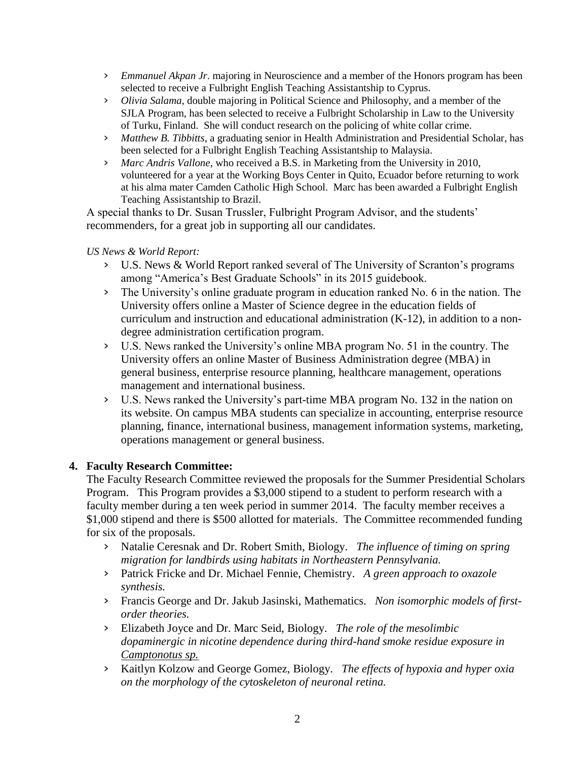- *Emmanuel Akpan Jr*. majoring in Neuroscience and a member of the Honors program has been selected to receive a Fulbright English Teaching Assistantship to Cyprus.
- *Olivia Salama*, double majoring in Political Science and Philosophy, and a member of the SJLA Program, has been selected to receive a Fulbright Scholarship in Law to the University of Turku, Finland. She will conduct research on the policing of white collar crime.
- *Matthew B. Tibbitts*, a graduating senior in Health Administration and Presidential Scholar, has been selected for a Fulbright English Teaching Assistantship to Malaysia.
- *Marc Andris Vallone*, who received a B.S. in Marketing from the University in 2010, volunteered for a year at the Working Boys Center in Quito, Ecuador before returning to work at his alma mater Camden Catholic High School. Marc has been awarded a Fulbright English Teaching Assistantship to Brazil.

A special thanks to Dr. Susan Trussler, Fulbright Program Advisor, and the students' recommenders, for a great job in supporting all our candidates.

*US News & World Report:*

- U.S. News & World Report ranked several of The University of Scranton's programs among "America's Best Graduate Schools" in its 2015 guidebook.
- The University's online graduate program in education ranked No. 6 in the nation. The University offers online a Master of Science degree in the education fields of curriculum and instruction and educational administration (K-12), in addition to a non-degree administration certification program.
- U.S. News ranked the University's online MBA program No. 51 in the country. The University offers an online Master of Business Administration degree (MBA) in general business, enterprise resource planning, healthcare management, operations management and international business.
- U.S. News ranked the University's part-time MBA program No. 132 in the nation on its website. On campus MBA students can specialize in accounting, enterprise resource planning, finance, international business, management information systems, marketing, operations management or general business.

**4. Faculty Research Committee:**

The Faculty Research Committee reviewed the proposals for the Summer Presidential Scholars Program. This Program provides a $3,000 stipend to a student to perform research with a faculty member during a ten week period in summer 2014. The faculty member receives a $1,000 stipend and there is $500 allotted for materials. The Committee recommended funding for six of the proposals.

- Natalie Ceresnak and Dr. Robert Smith, Biology. *The influence of timing on spring migration for landbirds using habitats in Northeastern Pennsylvania.*
- Patrick Fricke and Dr. Michael Fennie, Chemistry. *A green approach to oxazole synthesis.*
- Francis George and Dr. Jakub Jasinski, Mathematics. *Non isomorphic models of first-order theories.*
- Elizabeth Joyce and Dr. Marc Seid, Biology. *The role of the mesolimbic dopaminergic in nicotine dependence during third-hand smoke residue exposure in Camptonotus sp.*
- Kaitlyn Kolzow and George Gomez, Biology. *The effects of hypoxia and hyper oxia on the morphology of the cytoskeleton of neuronal retina.*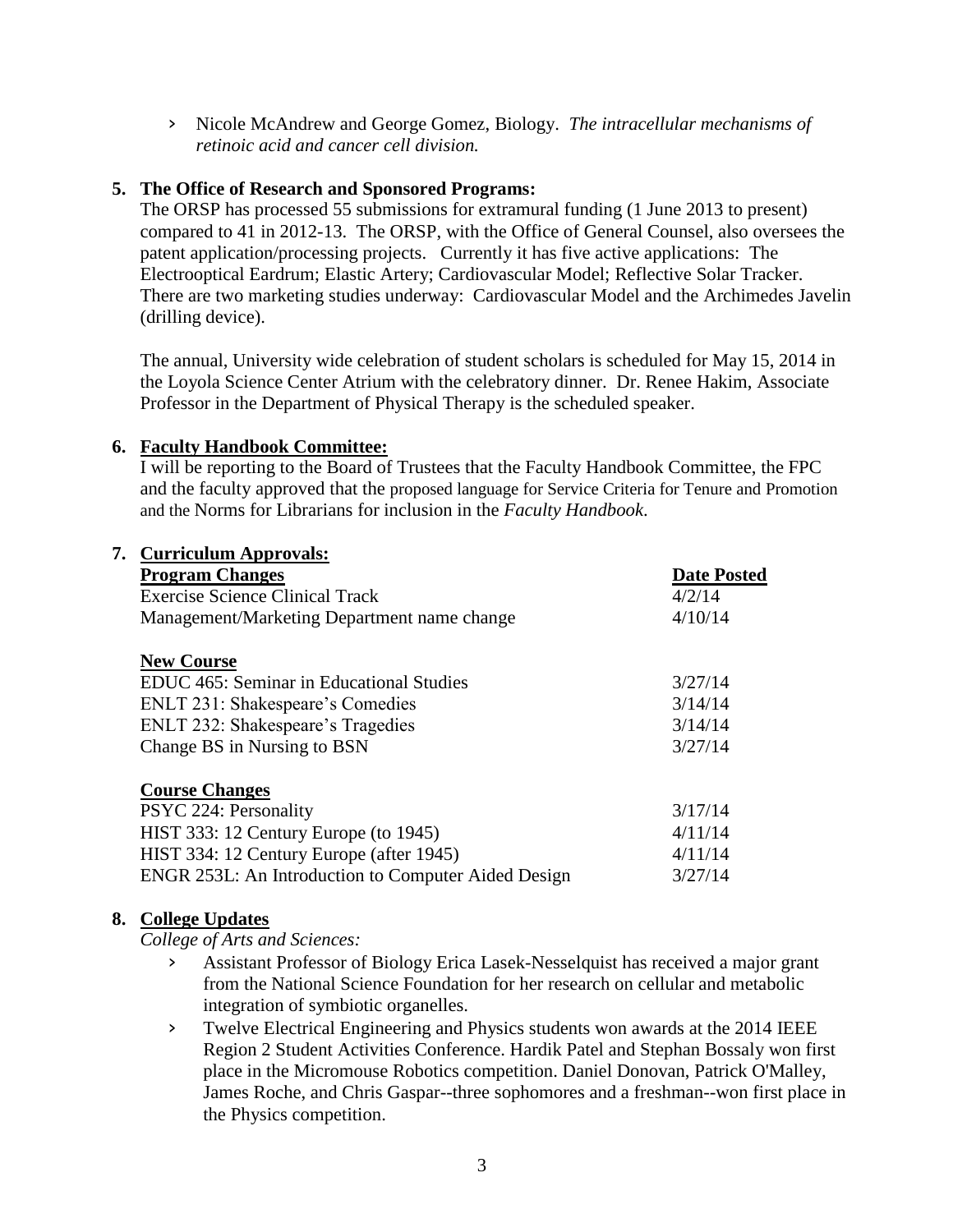- Nicole McAndrew and George Gomez, Biology. *The intracellular mechanisms of retinoic acid and cancer cell division.*

5. **The Office of Research and Sponsored Programs:**

   The ORSP has processed 55 submissions for extramural funding (1 June 2013 to present) compared to 41 in 2012-13. The ORSP, with the Office of General Counsel, also oversees the patent application/processing projects. Currently it has five active applications: The Electrooptical Eardrum; Elastic Artery; Cardiovascular Model; Reflective Solar Tracker. There are two marketing studies underway: Cardiovascular Model and the Archimedes Javelin (drilling device).

   The annual, University wide celebration of student scholars is scheduled for May 15, 2014 in the Loyola Science Center Atrium with the celebratory dinner. Dr. Renee Hakim, Associate Professor in the Department of Physical Therapy is the scheduled speaker.

6. **Faculty Handbook Committee:**

   I will be reporting to the Board of Trustees that the Faculty Handbook Committee, the FPC and the faculty approved that the proposed language for Service Criteria for Tenure and Promotion and the Norms for Librarians for inclusion in the *Faculty Handbook*.

7. **Curriculum Approvals:**

| **Program Changes** | **Date Posted** |
|---|---|
| Exercise Science Clinical Track | 4/2/14 |
| Management/Marketing Department name change | 4/10/14 |
| | |
| **New Course** | |
| EDUC 465: Seminar in Educational Studies | 3/27/14 |
| ENLT 231: Shakespeare's Comedies | 3/14/14 |
| ENLT 232: Shakespeare's Tragedies | 3/14/14 |
| Change BS in Nursing to BSN | 3/27/14 |
| | |
| **Course Changes** | |
| PSYC 224: Personality | 3/17/14 |
| HIST 333: 12 Century Europe (to 1945) | 4/11/14 |
| HIST 334: 12 Century Europe (after 1945) | 4/11/14 |
| ENGR 253L: An Introduction to Computer Aided Design | 3/27/14 |

8. **College Updates**

   *College of Arts and Sciences:*

   - Assistant Professor of Biology Erica Lasek-Nesselquist has received a major grant from the National Science Foundation for her research on cellular and metabolic integration of symbiotic organelles.
   - Twelve Electrical Engineering and Physics students won awards at the 2014 IEEE Region 2 Student Activities Conference. Hardik Patel and Stephan Bossaly won first place in the Micromouse Robotics competition. Daniel Donovan, Patrick O'Malley, James Roche, and Chris Gaspar--three sophomores and a freshman--won first place in the Physics competition.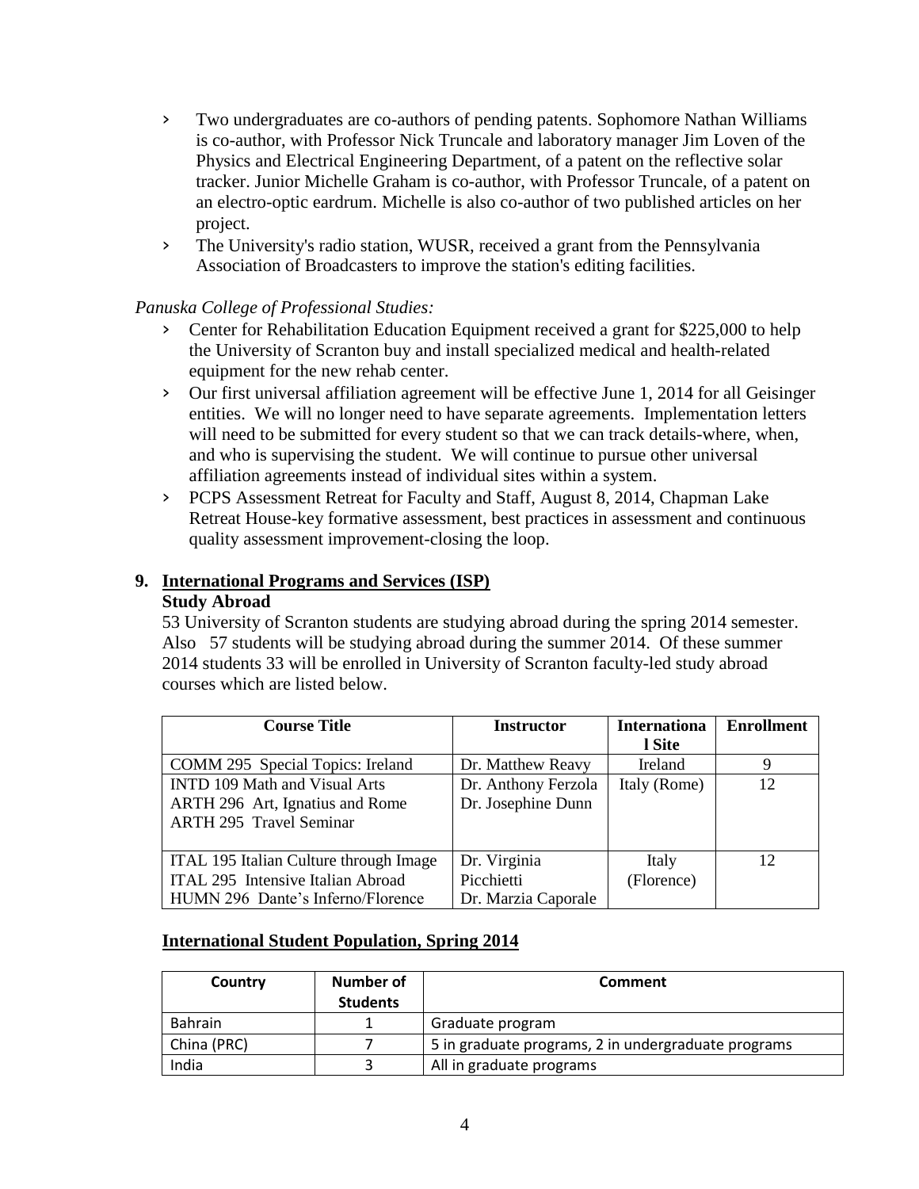- Two undergraduates are co-authors of pending patents. Sophomore Nathan Williams is co-author, with Professor Nick Truncale and laboratory manager Jim Loven of the Physics and Electrical Engineering Department, of a patent on the reflective solar tracker. Junior Michelle Graham is co-author, with Professor Truncale, of a patent on an electro-optic eardrum. Michelle is also co-author of two published articles on her project.
- The University's radio station, WUSR, received a grant from the Pennsylvania Association of Broadcasters to improve the station's editing facilities.

*Panuska College of Professional Studies:*

- Center for Rehabilitation Education Equipment received a grant for $225,000 to help the University of Scranton buy and install specialized medical and health-related equipment for the new rehab center.
- Our first universal affiliation agreement will be effective June 1, 2014 for all Geisinger entities. We will no longer need to have separate agreements. Implementation letters will need to be submitted for every student so that we can track details-where, when, and who is supervising the student. We will continue to pursue other universal affiliation agreements instead of individual sites within a system.
- PCPS Assessment Retreat for Faculty and Staff, August 8, 2014, Chapman Lake Retreat House-key formative assessment, best practices in assessment and continuous quality assessment improvement-closing the loop.

## 9. International Programs and Services (ISP)

**Study Abroad**

53 University of Scranton students are studying abroad during the spring 2014 semester. Also 57 students will be studying abroad during the summer 2014. Of these summer 2014 students 33 will be enrolled in University of Scranton faculty-led study abroad courses which are listed below.

| Course Title | Instructor | International Site | Enrollment |
|---|---|---|---|
| COMM 295 Special Topics: Ireland | Dr. Matthew Reavy | Ireland | 9 |
| INTD 109 Math and Visual Arts<br>ARTH 296 Art, Ignatius and Rome<br>ARTH 295 Travel Seminar | Dr. Anthony Ferzola<br>Dr. Josephine Dunn | Italy (Rome) | 12 |
| ITAL 195 Italian Culture through Image<br>ITAL 295 Intensive Italian Abroad<br>HUMN 296 Dante's Inferno/Florence | Dr. Virginia Picchietti<br>Dr. Marzia Caporale | Italy (Florence) | 12 |

**International Student Population, Spring 2014**

| Country | Number of Students | Comment |
|---|---|---|
| Bahrain | 1 | Graduate program |
| China (PRC) | 7 | 5 in graduate programs, 2 in undergraduate programs |
| India | 3 | All in graduate programs |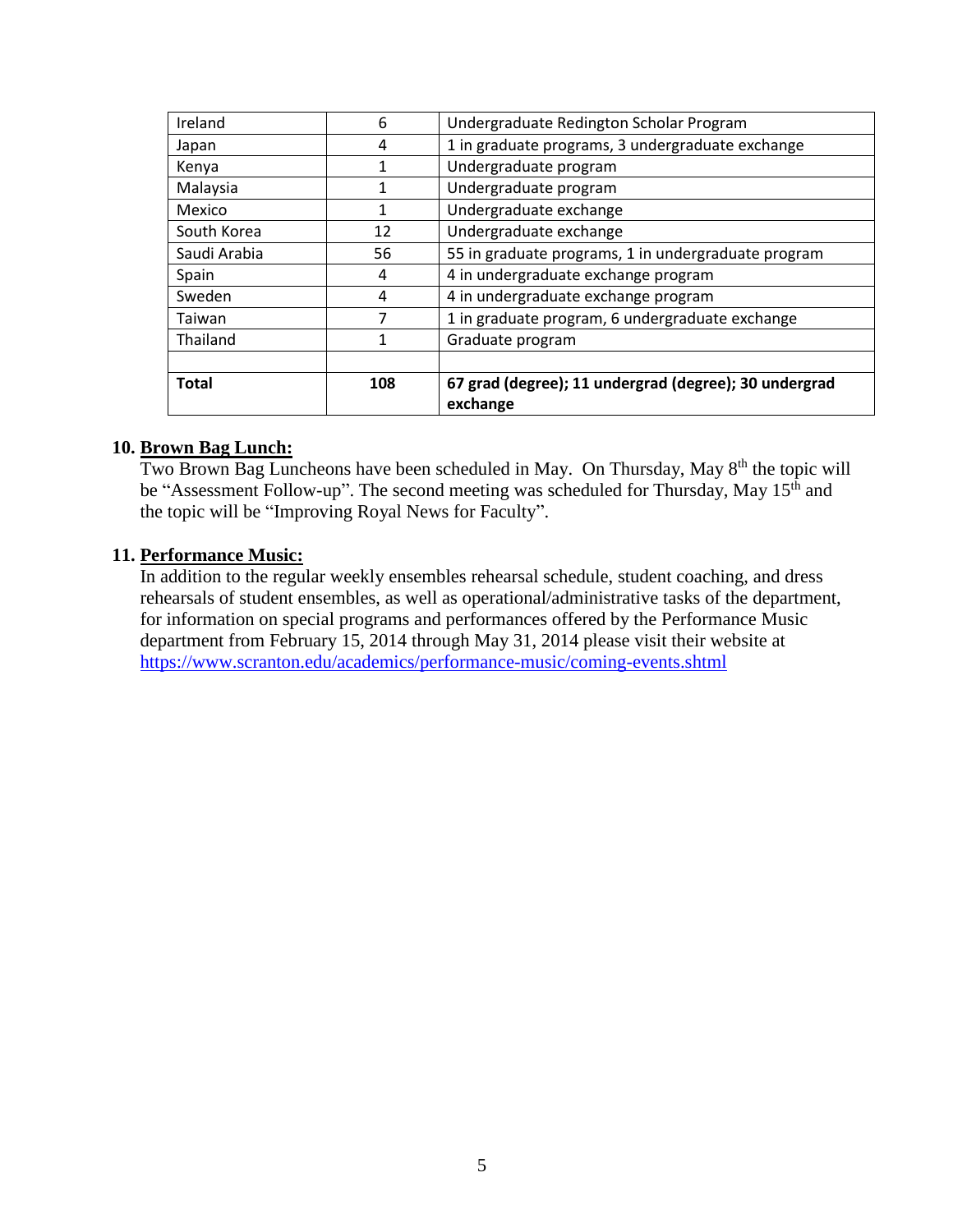| | | |
|---|---|---|
| Ireland | 6 | Undergraduate Redington Scholar Program |
| Japan | 4 | 1 in graduate programs, 3 undergraduate exchange |
| Kenya | 1 | Undergraduate program |
| Malaysia | 1 | Undergraduate program |
| Mexico | 1 | Undergraduate exchange |
| South Korea | 12 | Undergraduate exchange |
| Saudi Arabia | 56 | 55 in graduate programs, 1 in undergraduate program |
| Spain | 4 | 4 in undergraduate exchange program |
| Sweden | 4 | 4 in undergraduate exchange program |
| Taiwan | 7 | 1 in graduate program, 6 undergraduate exchange |
| Thailand | 1 | Graduate program |
| | | |
| **Total** | **108** | **67 grad (degree); 11 undergrad (degree); 30 undergrad exchange** |

**10. Brown Bag Lunch:**

Two Brown Bag Luncheons have been scheduled in May. On Thursday, May 8th the topic will be "Assessment Follow-up". The second meeting was scheduled for Thursday, May 15th and the topic will be "Improving Royal News for Faculty".

**11. Performance Music:**

In addition to the regular weekly ensembles rehearsal schedule, student coaching, and dress rehearsals of student ensembles, as well as operational/administrative tasks of the department, for information on special programs and performances offered by the Performance Music department from February 15, 2014 through May 31, 2014 please visit their website at https://www.scranton.edu/academics/performance-music/coming-events.shtml